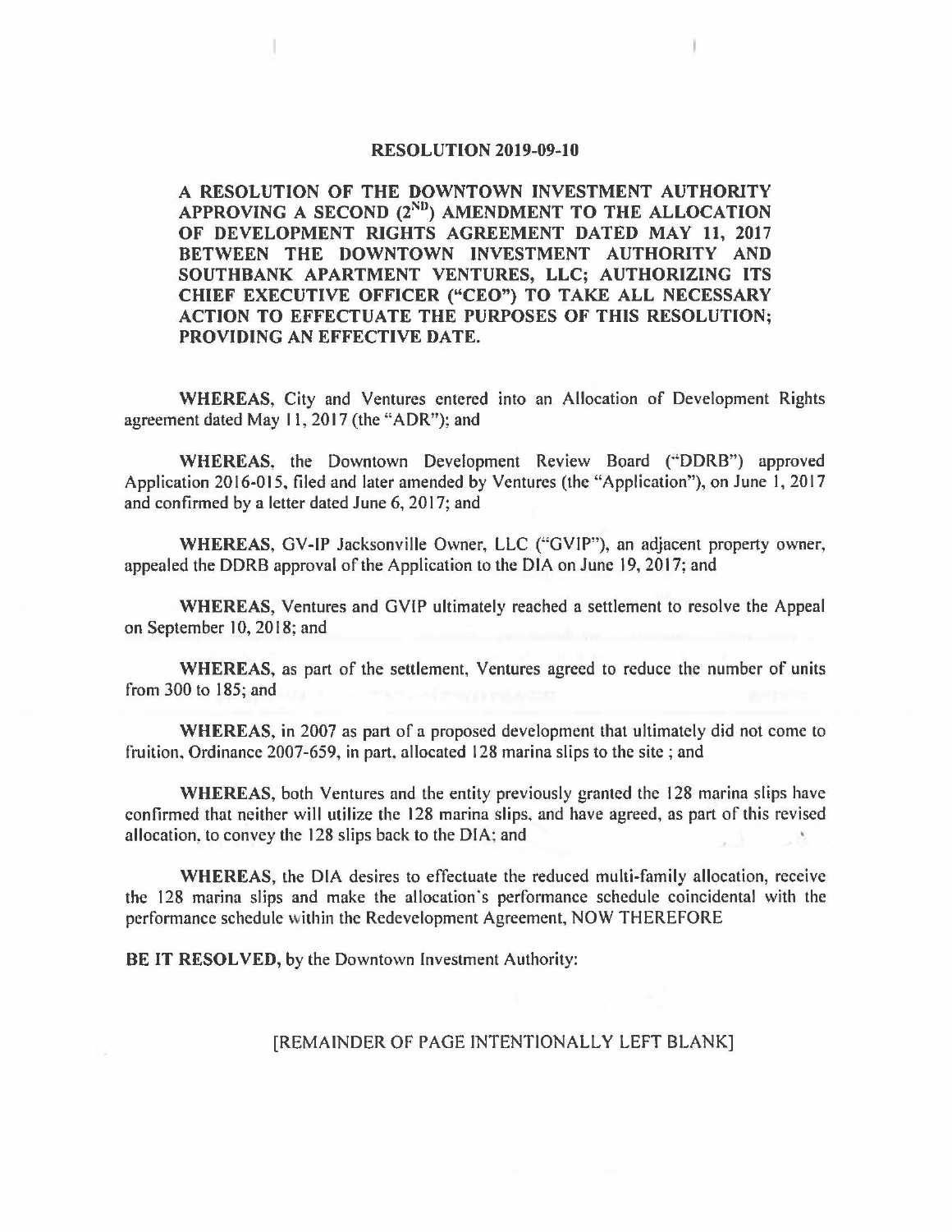# RESOLUTION 2019-09-10

**A RESOLUTION OF THE DOWNTOWN INVESTMENT AUTHORITY APPROVING A SECOND ($2^{ND}$) AMENDMENT TO THE ALLOCATION OF DEVELOPMENT RIGHTS AGREEMENT DATED MAY 11, 2017 BETWEEN THE DOWNTOWN INVESTMENT AUTHORITY AND SOUTHBANK APARTMENT VENTURES, LLC; AUTHORIZING ITS CHIEF EXECUTIVE OFFICER ("CEO") TO TAKE ALL NECESSARY ACTION TO EFFECTUATE THE PURPOSES OF THIS RESOLUTION; PROVIDING AN EFFECTIVE DATE.**

**WHEREAS**, City and Ventures entered into an Allocation of Development Rights agreement dated May 11, 2017 (the "ADR"); and

**WHEREAS**, the Downtown Development Review Board ("DDRB") approved Application 2016-015, filed and later amended by Ventures (the "Application"), on June 1, 2017 and confirmed by a letter dated June 6, 2017; and

**WHEREAS**, GV-IP Jacksonville Owner, LLC ("GVIP"), an adjacent property owner, appealed the DDRB approval of the Application to the DIA on June 19, 2017; and

**WHEREAS**, Ventures and GVIP ultimately reached a settlement to resolve the Appeal on September 10, 2018; and

**WHEREAS**, as part of the settlement, Ventures agreed to reduce the number of units from 300 to 185; and

**WHEREAS**, in 2007 as part of a proposed development that ultimately did not come to fruition, Ordinance 2007-659, in part, allocated 128 marina slips to the site ; and

**WHEREAS**, both Ventures and the entity previously granted the 128 marina slips have confirmed that neither will utilize the 128 marina slips, and have agreed, as part of this revised allocation, to convey the 128 slips back to the DIA; and

**WHEREAS**, the DIA desires to effectuate the reduced multi-family allocation, receive the 128 marina slips and make the allocation's performance schedule coincidental with the performance schedule within the Redevelopment Agreement, NOW THEREFORE

**BE IT RESOLVED**, by the Downtown Investment Authority:

[REMAINDER OF PAGE INTENTIONALLY LEFT BLANK]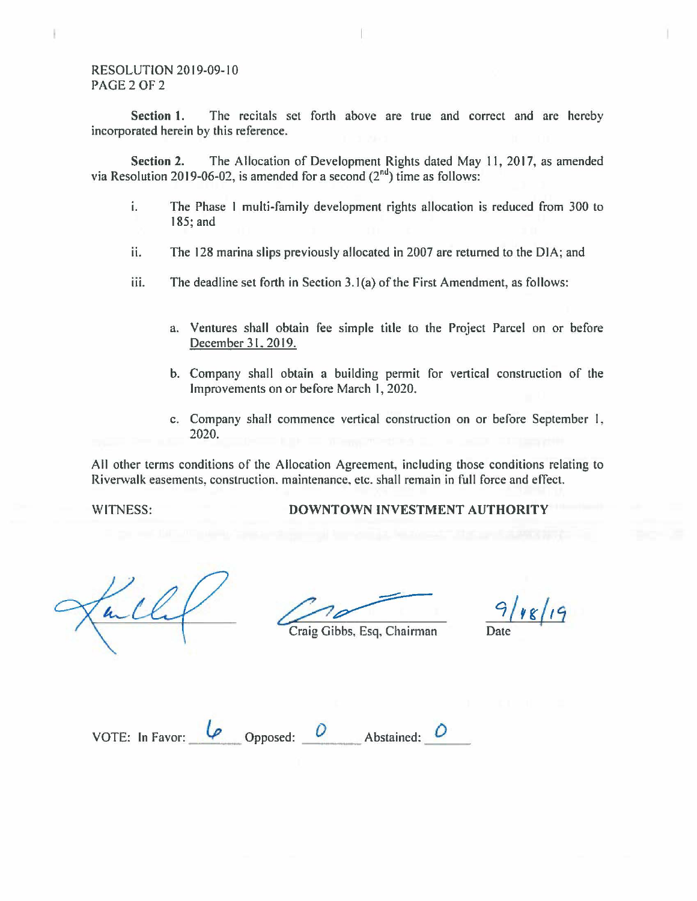RESOLUTION 2019-09-10
PAGE 2 OF 2

**Section 1.** The recitals set forth above are true and correct and are hereby incorporated herein by this reference.

**Section 2.** The Allocation of Development Rights dated May 11, 2017, as amended via Resolution 2019-06-02, is amended for a second (2nd) time as follows:

i. The Phase 1 multi-family development rights allocation is reduced from 300 to 185; and

ii. The 128 marina slips previously allocated in 2007 are returned to the DIA; and

iii. The deadline set forth in Section 3.1(a) of the First Amendment, as follows:

a. Ventures shall obtain fee simple title to the Project Parcel on or before December 31, 2019.

b. Company shall obtain a building permit for vertical construction of the Improvements on or before March 1, 2020.

c. Company shall commence vertical construction on or before September 1, 2020.

All other terms conditions of the Allocation Agreement, including those conditions relating to Riverwalk easements, construction, maintenance, etc. shall remain in full force and effect.

WITNESS: **DOWNTOWN INVESTMENT AUTHORITY**

Craig Gibbs, Esq, Chairman

9/18/19
Date

VOTE: In Favor: 6 Opposed: 0 Abstained: 0